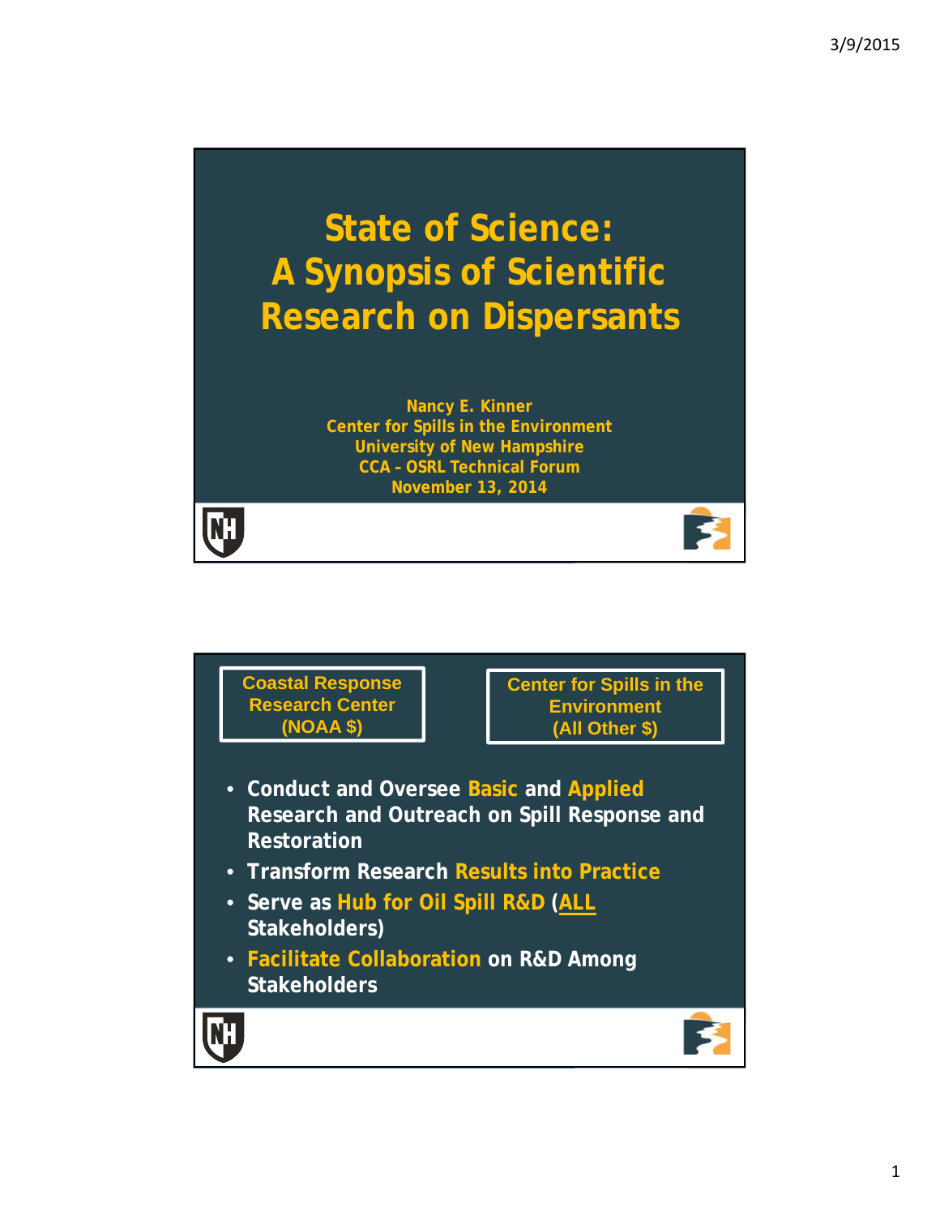# State of Science: A Synopsis of Scientific Research on Dispersants

Nancy E. Kinner
Center for Spills in the Environment
University of New Hampshire
CCA - OSRL Technical Forum
November 13, 2014

---

| Coastal Response Research Center (NOAA $) | Center for Spills in the Environment (All Other $) |
| --- | --- |

- Conduct and Oversee **Basic** and **Applied** Research and Outreach on Spill Response and Restoration
- Transform Research **Results into Practice**
- Serve as **Hub for Oil Spill R&D** (**ALL** Stakeholders)
- **Facilitate Collaboration** on R&D Among Stakeholders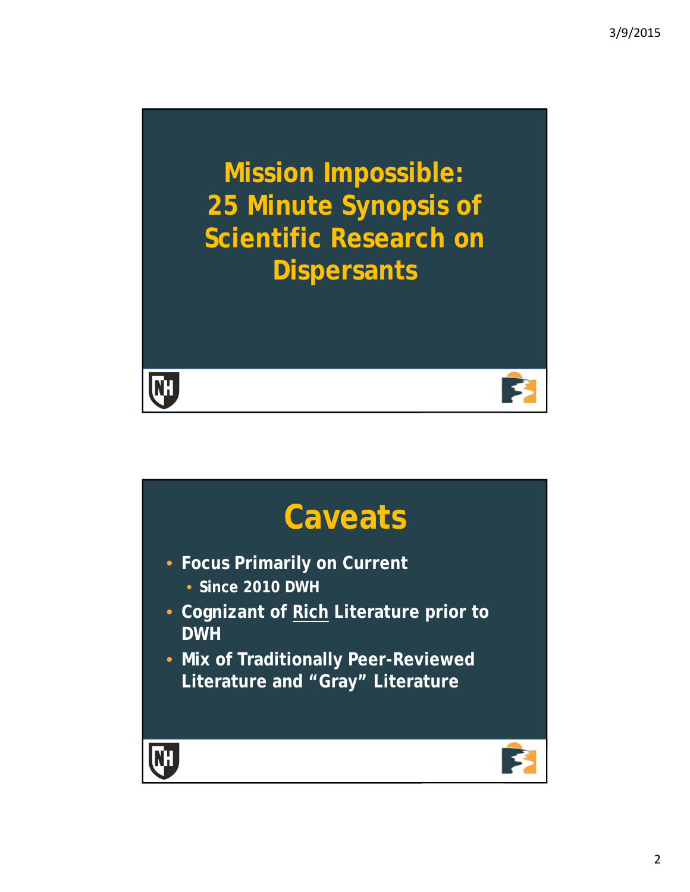# Mission Impossible: 25 Minute Synopsis of Scientific Research on Dispersants

# Caveats

- Focus Primarily on Current
  - Since 2010 DWH
- Cognizant of Rich Literature prior to DWH
- Mix of Traditionally Peer-Reviewed Literature and "Gray" Literature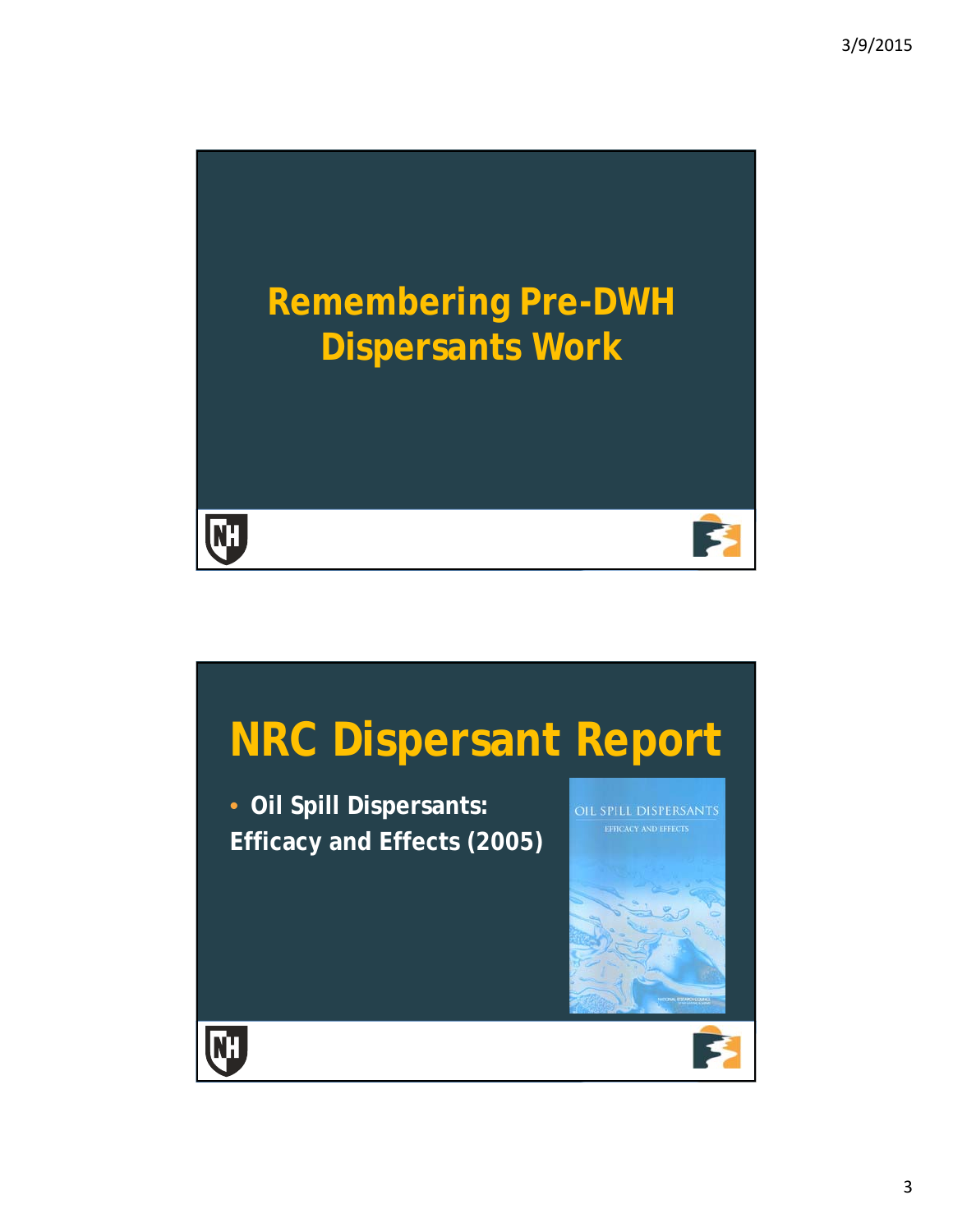# Remembering Pre-DWH Dispersants Work

# NRC Dispersant Report

- **Oil Spill Dispersants: Efficacy and Effects (2005)**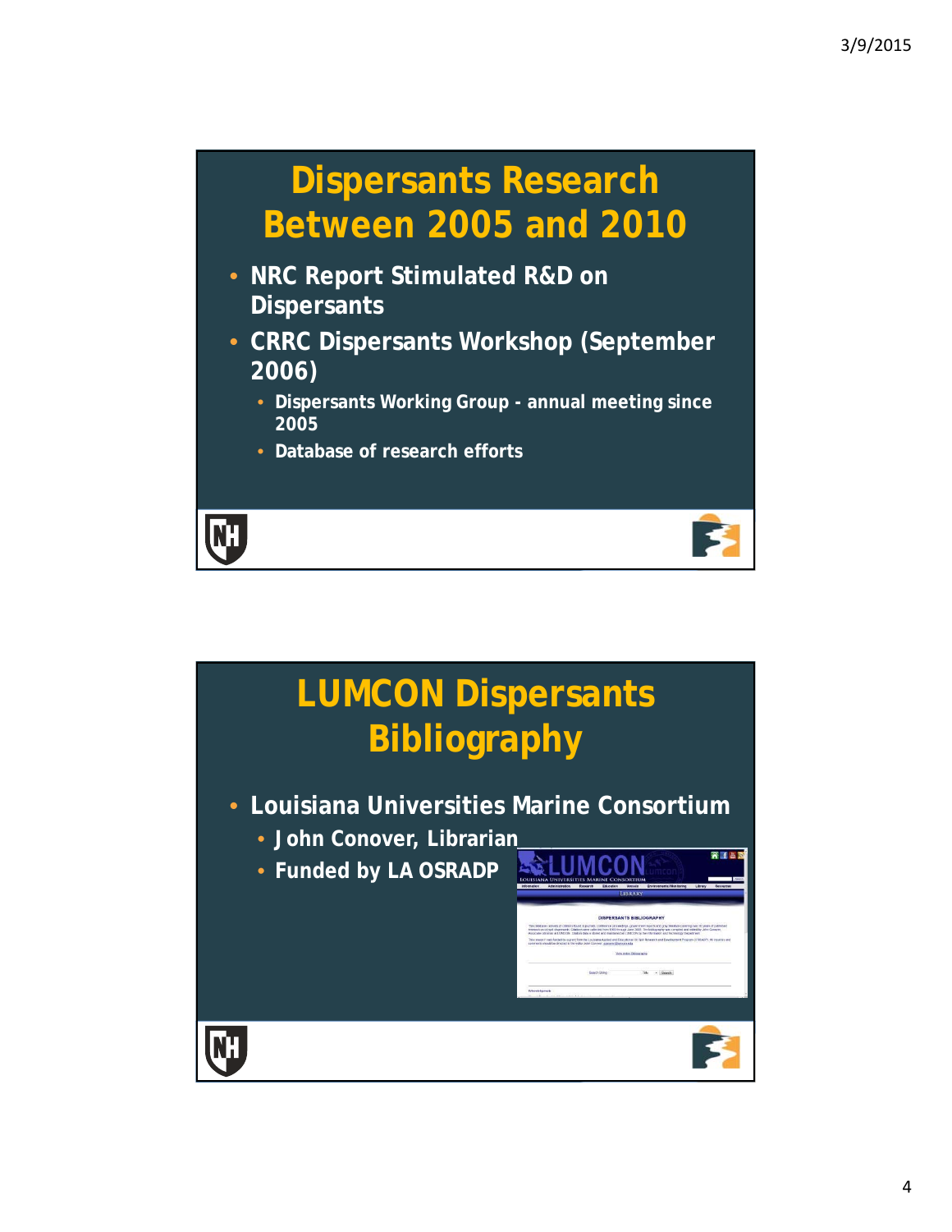# Dispersants Research Between 2005 and 2010

- NRC Report Stimulated R&D on Dispersants
- CRRC Dispersants Workshop (September 2006)
  - Dispersants Working Group - annual meeting since 2005
  - Database of research efforts

# LUMCON Dispersants Bibliography

- Louisiana Universities Marine Consortium
  - John Conover, Librarian
  - Funded by LA OSRADP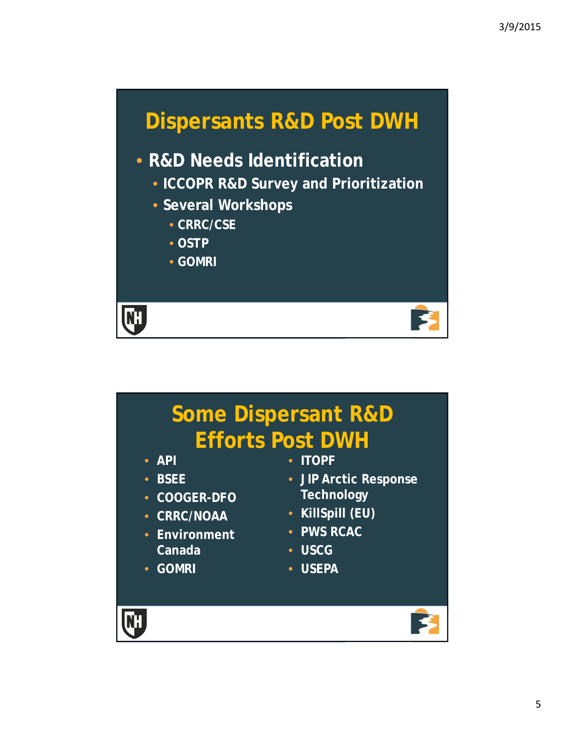## Dispersants R&D Post DWH

- R&D Needs Identification
  - ICCOPR R&D Survey and Prioritization
  - Several Workshops
    - CRRC/CSE
    - OSTP
    - GOMRI

## Some Dispersant R&D Efforts Post DWH

- API
- BSEE
- COOGER-DFO
- CRRC/NOAA
- Environment Canada
- GOMRI
- ITOPF
- JIP Arctic Response Technology
- KillSpill (EU)
- PWS RCAC
- USCG
- USEPA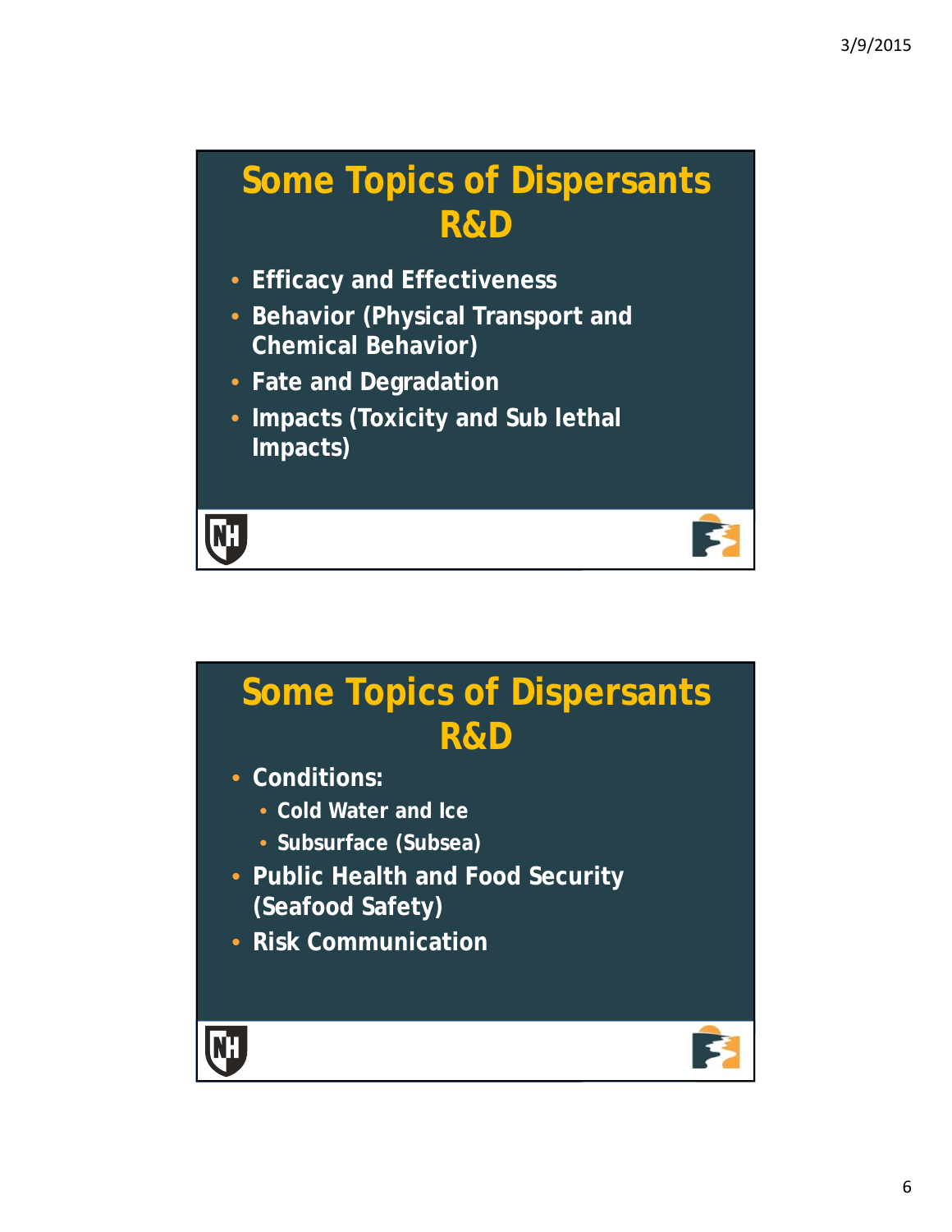## Some Topics of Dispersants R&D

- Efficacy and Effectiveness
- Behavior (Physical Transport and Chemical Behavior)
- Fate and Degradation
- Impacts (Toxicity and Sub lethal Impacts)

## Some Topics of Dispersants R&D

- Conditions:
  - Cold Water and Ice
  - Subsurface (Subsea)
- Public Health and Food Security (Seafood Safety)
- Risk Communication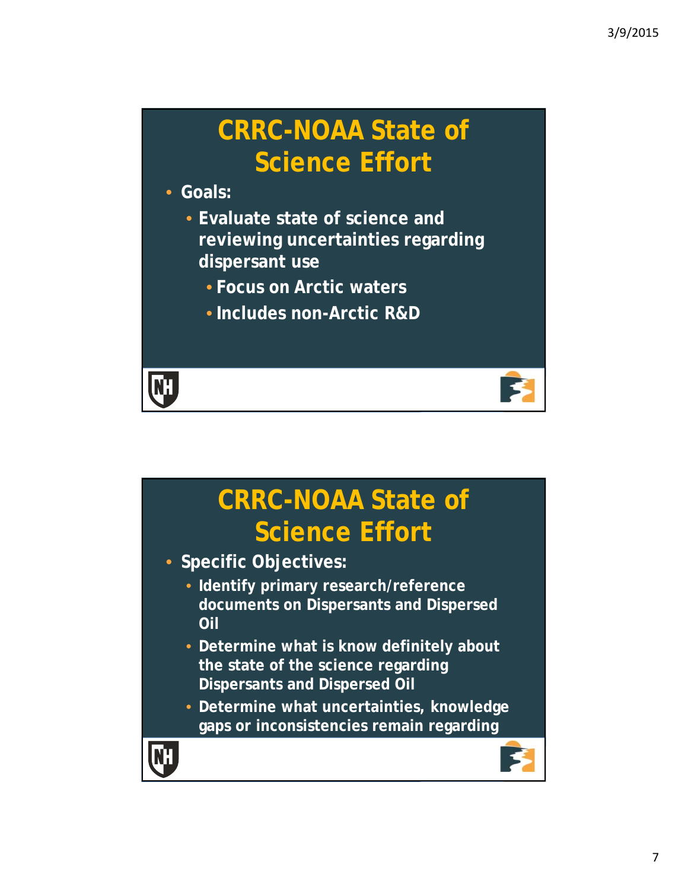## CRRC-NOAA State of Science Effort

- Goals:
  - Evaluate state of science and reviewing uncertainties regarding dispersant use
    - Focus on Arctic waters
    - Includes non-Arctic R&D

## CRRC-NOAA State of Science Effort

- Specific Objectives:
  - Identify primary research/reference documents on Dispersants and Dispersed Oil
  - Determine what is know definitely about the state of the science regarding Dispersants and Dispersed Oil
  - Determine what uncertainties, knowledge gaps or inconsistencies remain regarding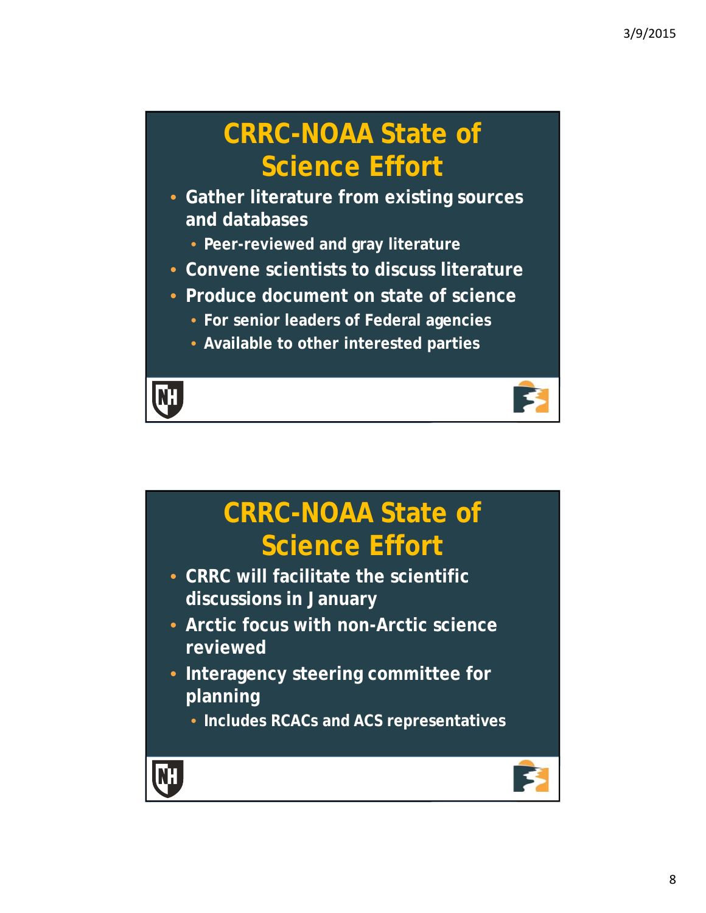## CRRC-NOAA State of Science Effort

- Gather literature from existing sources and databases
  - Peer-reviewed and gray literature
- Convene scientists to discuss literature
- Produce document on state of science
  - For senior leaders of Federal agencies
  - Available to other interested parties

## CRRC-NOAA State of Science Effort

- CRRC will facilitate the scientific discussions in January
- Arctic focus with non-Arctic science reviewed
- Interagency steering committee for planning
  - Includes RCACs and ACS representatives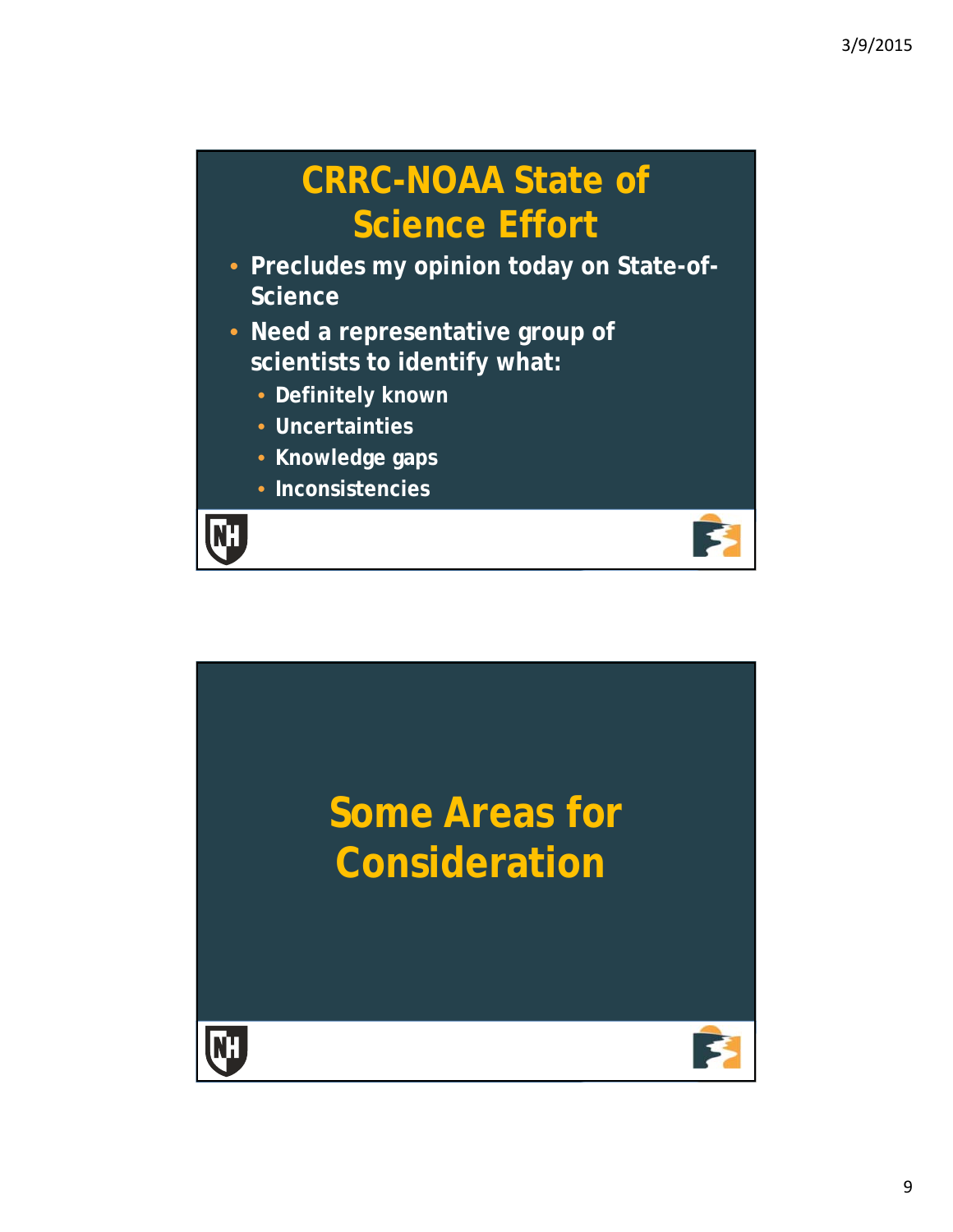# CRRC-NOAA State of Science Effort

- Precludes my opinion today on State-of-Science
- Need a representative group of scientists to identify what:
  - Definitely known
  - Uncertainties
  - Knowledge gaps
  - Inconsistencies

# Some Areas for Consideration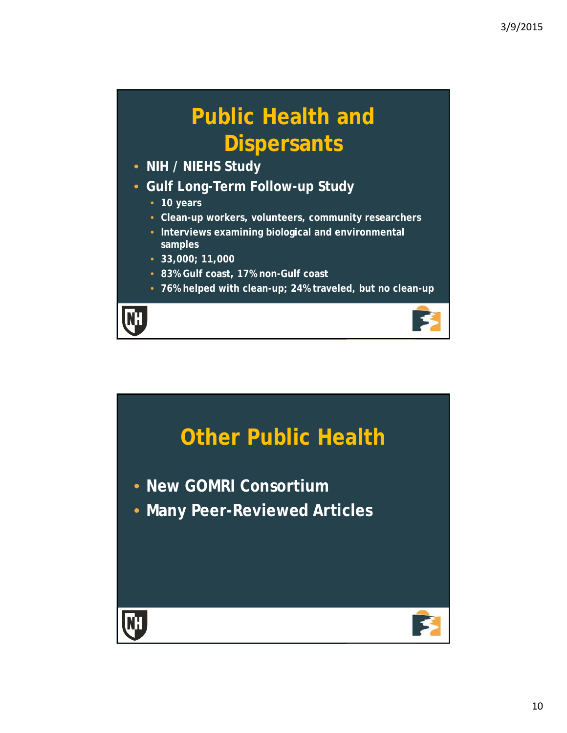## Public Health and Dispersants

- NIH / NIEHS Study
- Gulf Long-Term Follow-up Study
  - 10 years
  - Clean-up workers, volunteers, community researchers
  - Interviews examining biological and environmental samples
  - 33,000; 11,000
  - 83% Gulf coast, 17% non-Gulf coast
  - 76% helped with clean-up; 24% traveled, but no clean-up

## Other Public Health

- New GOMRI Consortium
- Many Peer-Reviewed Articles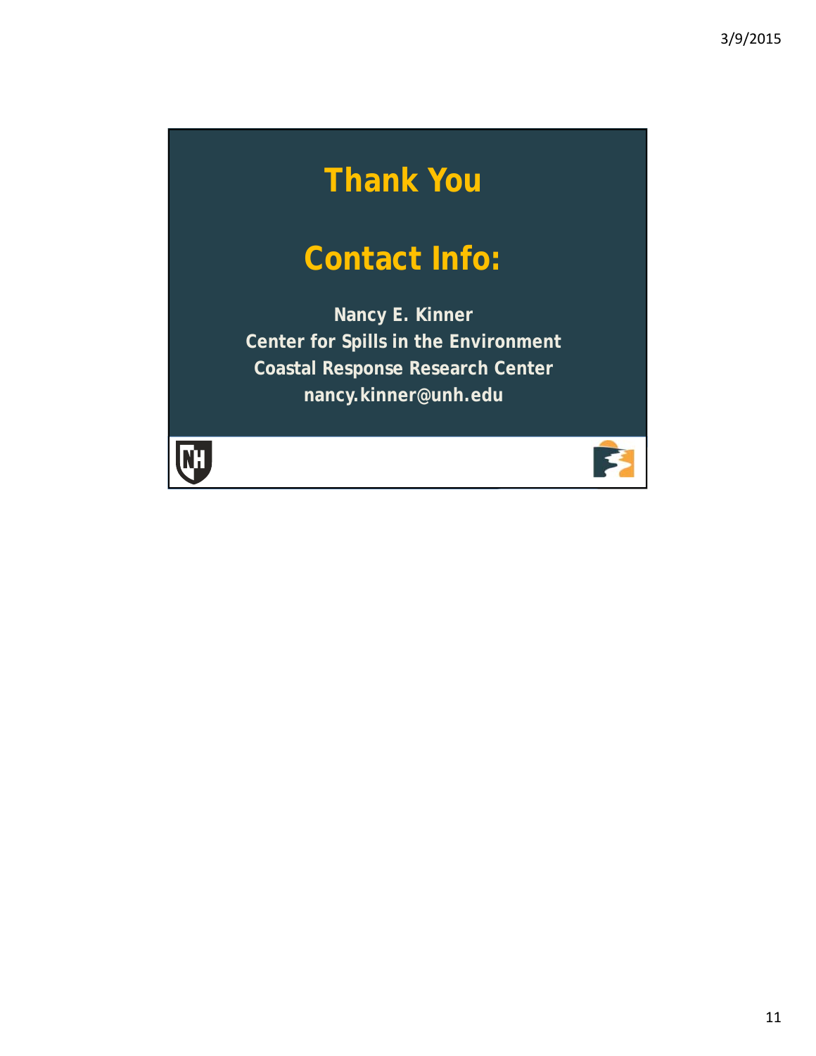# Thank You

## Contact Info:

**Nancy E. Kinner**
**Center for Spills in the Environment**
**Coastal Response Research Center**
**nancy.kinner@unh.edu**